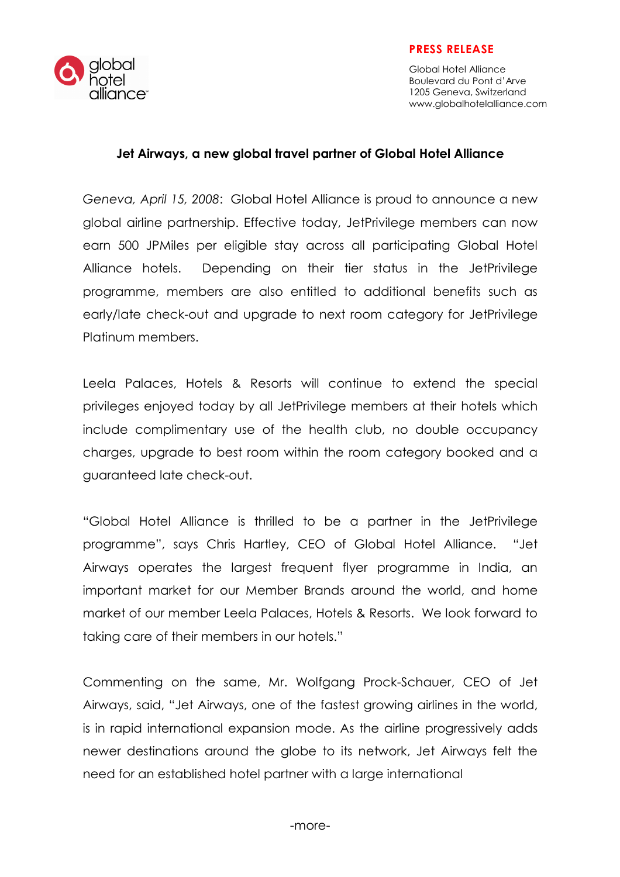**PRESS RELEASE**

Global Hotel Alliance
Boulevard du Pont d'Arve
1205 Geneva, Switzerland
www.globalhotelalliance.com

# Jet Airways, a new global travel partner of Global Hotel Alliance

*Geneva, April 15, 2008*: Global Hotel Alliance is proud to announce a new global airline partnership. Effective today, JetPrivilege members can now earn 500 JPMiles per eligible stay across all participating Global Hotel Alliance hotels. Depending on their tier status in the JetPrivilege programme, members are also entitled to additional benefits such as early/late check-out and upgrade to next room category for JetPrivilege Platinum members.

Leela Palaces, Hotels & Resorts will continue to extend the special privileges enjoyed today by all JetPrivilege members at their hotels which include complimentary use of the health club, no double occupancy charges, upgrade to best room within the room category booked and a guaranteed late check-out.

"Global Hotel Alliance is thrilled to be a partner in the JetPrivilege programme", says Chris Hartley, CEO of Global Hotel Alliance. "Jet Airways operates the largest frequent flyer programme in India, an important market for our Member Brands around the world, and home market of our member Leela Palaces, Hotels & Resorts. We look forward to taking care of their members in our hotels."

Commenting on the same, Mr. Wolfgang Prock-Schauer, CEO of Jet Airways, said, "Jet Airways, one of the fastest growing airlines in the world, is in rapid international expansion mode. As the airline progressively adds newer destinations around the globe to its network, Jet Airways felt the need for an established hotel partner with a large international

-more-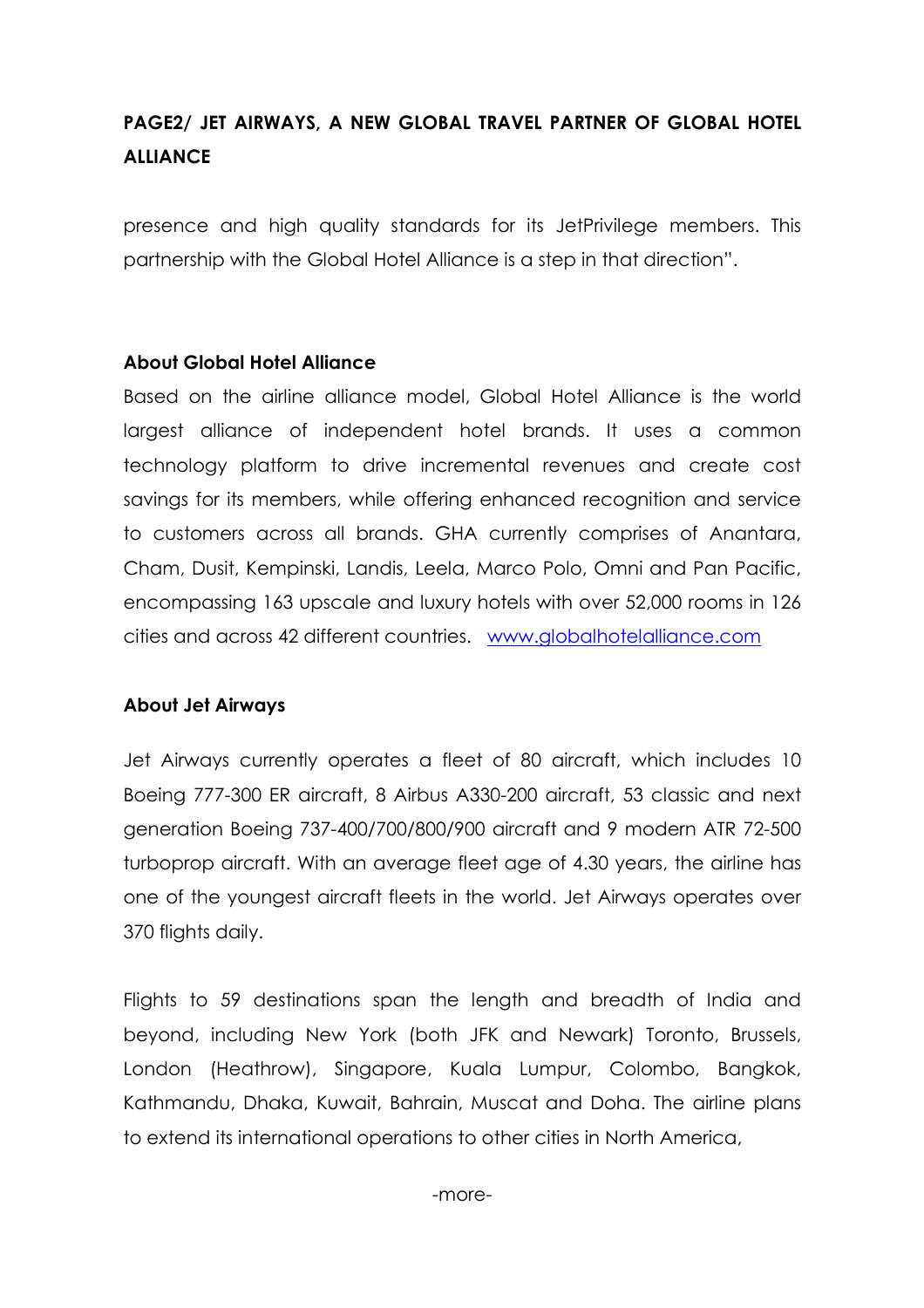**PAGE2/ JET AIRWAYS, A NEW GLOBAL TRAVEL PARTNER OF GLOBAL HOTEL ALLIANCE**

presence and high quality standards for its JetPrivilege members. This partnership with the Global Hotel Alliance is a step in that direction".

**About Global Hotel Alliance**

Based on the airline alliance model, Global Hotel Alliance is the world largest alliance of independent hotel brands. It uses a common technology platform to drive incremental revenues and create cost savings for its members, while offering enhanced recognition and service to customers across all brands. GHA currently comprises of Anantara, Cham, Dusit, Kempinski, Landis, Leela, Marco Polo, Omni and Pan Pacific, encompassing 163 upscale and luxury hotels with over 52,000 rooms in 126 cities and across 42 different countries. www.globalhotelalliance.com

**About Jet Airways**

Jet Airways currently operates a fleet of 80 aircraft, which includes 10 Boeing 777-300 ER aircraft, 8 Airbus A330-200 aircraft, 53 classic and next generation Boeing 737-400/700/800/900 aircraft and 9 modern ATR 72-500 turboprop aircraft. With an average fleet age of 4.30 years, the airline has one of the youngest aircraft fleets in the world. Jet Airways operates over 370 flights daily.

Flights to 59 destinations span the length and breadth of India and beyond, including New York (both JFK and Newark) Toronto, Brussels, London (Heathrow), Singapore, Kuala Lumpur, Colombo, Bangkok, Kathmandu, Dhaka, Kuwait, Bahrain, Muscat and Doha. The airline plans to extend its international operations to other cities in North America,

-more-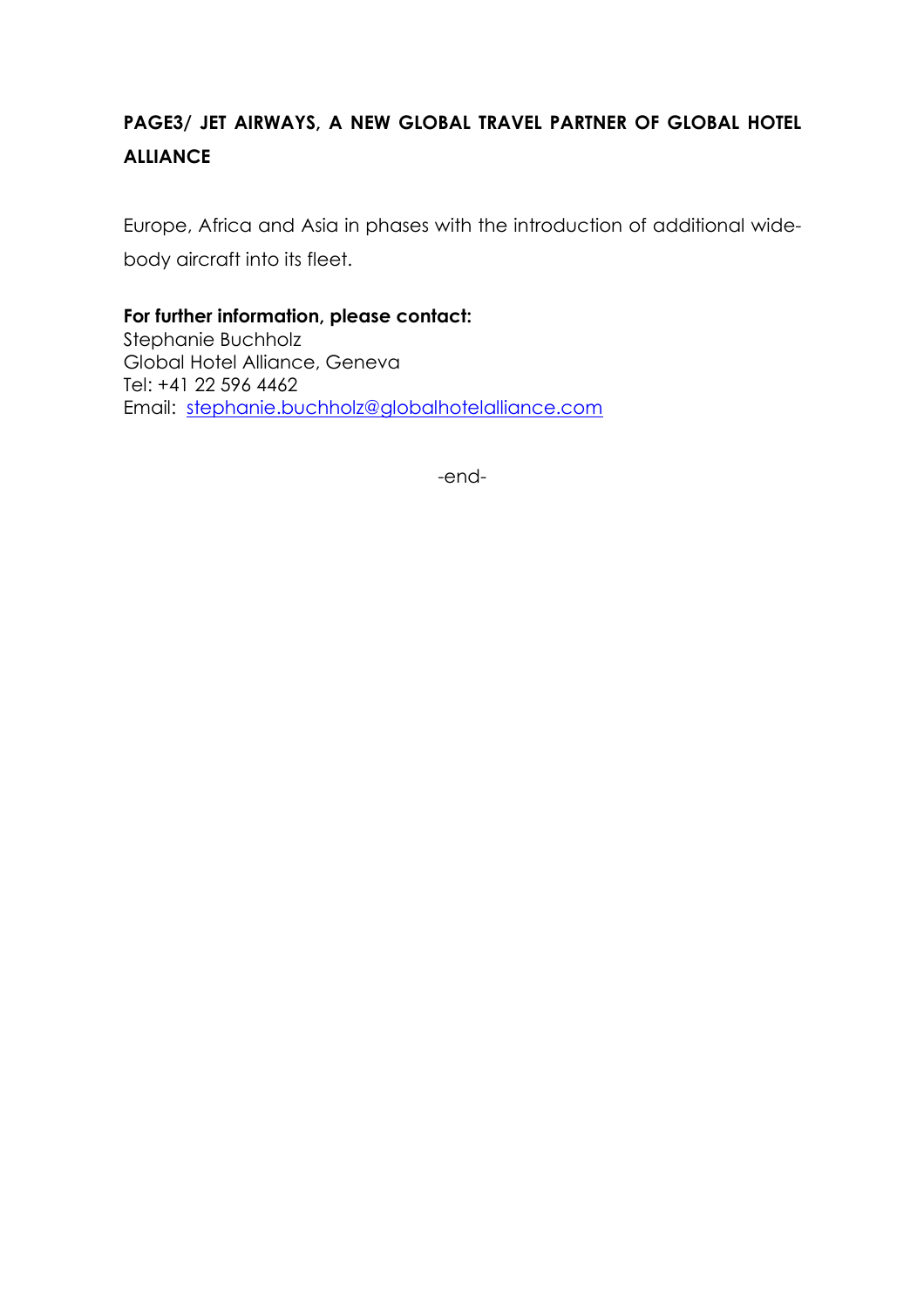Europe, Africa and Asia in phases with the introduction of additional wide-body aircraft into its fleet.

**For further information, please contact:**
Stephanie Buchholz
Global Hotel Alliance, Geneva
Tel: +41 22 596 4462
Email: stephanie.buchholz@globalhotelalliance.com

-end-